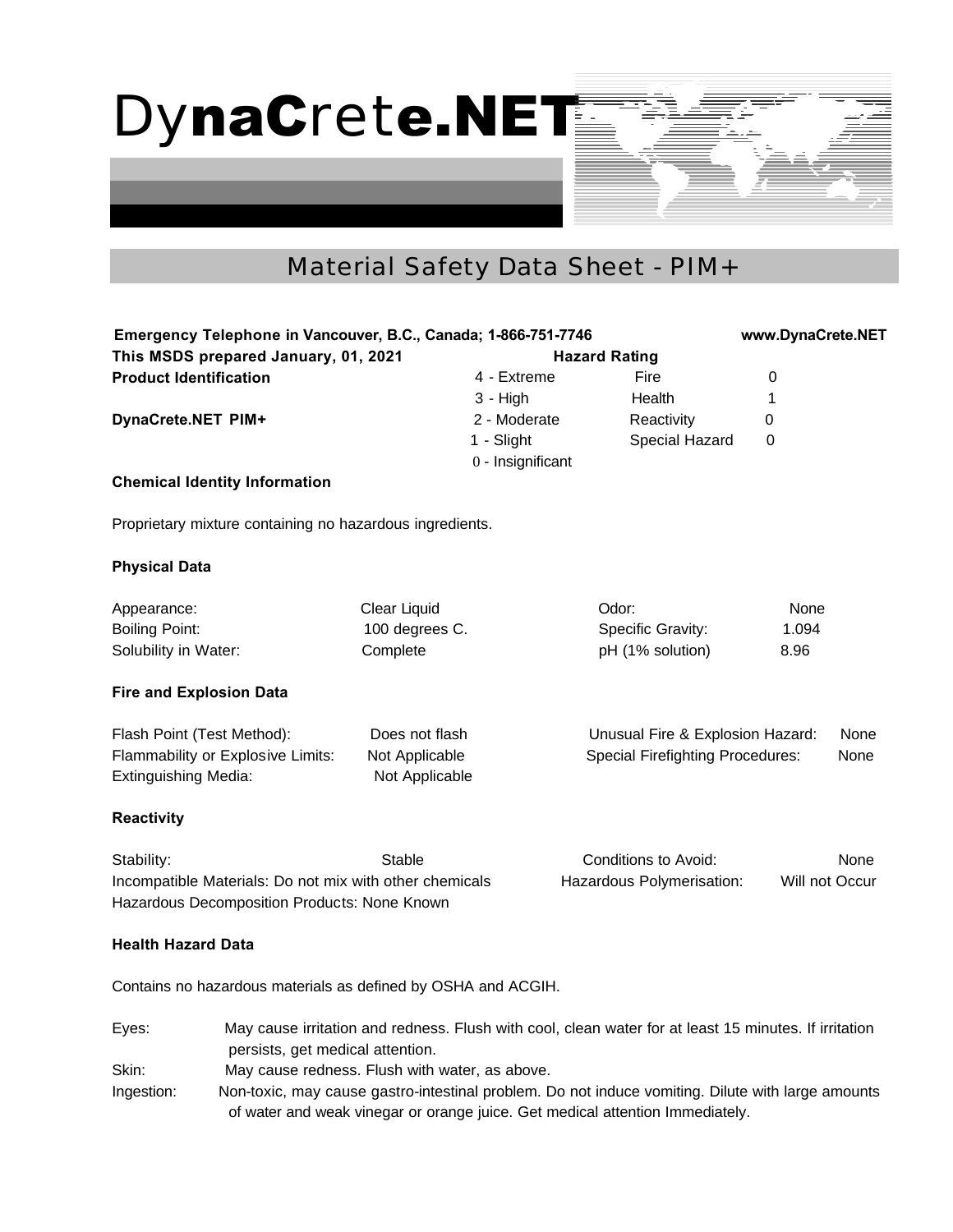# DynaCrete.NET

## Material Safety Data Sheet - PIM+

**Emergency Telephone in Vancouver, B.C., Canada; 1-866-751-7746** **www.DynaCrete.NET**

**This MSDS prepared January, 01, 2021**

**Product Identification**

**DynaCrete.NET PIM+**

| Hazard Rating | | |
|---|---|---|
| 4 - Extreme | Fire | 0 |
| 3 - High | Health | 1 |
| 2 - Moderate | Reactivity | 0 |
| 1 - Slight | Special Hazard | 0 |
| 0 - Insignificant | | |

**Chemical Identity Information**

Proprietary mixture containing no hazardous ingredients.

**Physical Data**

| | | | |
|---|---|---|---|
| Appearance: | Clear Liquid | Odor: | None |
| Boiling Point: | 100 degrees C. | Specific Gravity: | 1.094 |
| Solubility in Water: | Complete | pH (1% solution) | 8.96 |

**Fire and Explosion Data**

| | | | |
|---|---|---|---|
| Flash Point (Test Method): | Does not flash | Unusual Fire & Explosion Hazard: | None |
| Flammability or Explosive Limits: | Not Applicable | Special Firefighting Procedures: | None |
| Extinguishing Media: | Not Applicable | | |

**Reactivity**

| | | | |
|---|---|---|---|
| Stability: | Stable | Conditions to Avoid: | None |
| Incompatible Materials: Do not mix with other chemicals | | Hazardous Polymerisation: | Will not Occur |
| Hazardous Decomposition Products: None Known | | | |

**Health Hazard Data**

Contains no hazardous materials as defined by OSHA and ACGIH.

Eyes: May cause irritation and redness. Flush with cool, clean water for at least 15 minutes. If irritation persists, get medical attention.

Skin: May cause redness. Flush with water, as above.

Ingestion: Non-toxic, may cause gastro-intestinal problem. Do not induce vomiting. Dilute with large amounts of water and weak vinegar or orange juice. Get medical attention Immediately.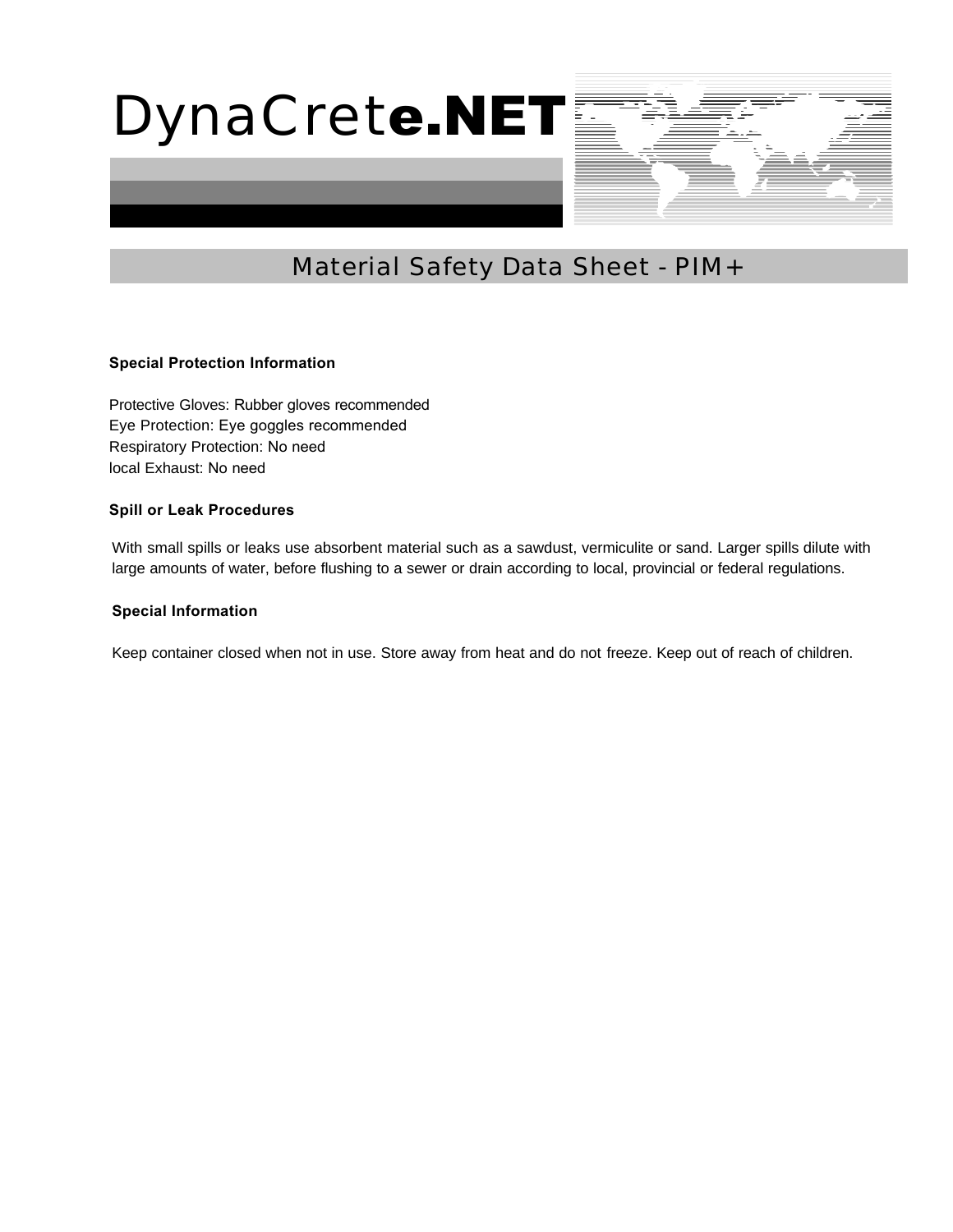DynaCrete.NET

# Material Safety Data Sheet - PIM+

**Special Protection Information**

Protective Gloves: Rubber gloves recommended
Eye Protection: Eye goggles recommended
Respiratory Protection: No need
local Exhaust: No need

**Spill or Leak Procedures**

With small spills or leaks use absorbent material such as a sawdust, vermiculite or sand. Larger spills dilute with large amounts of water, before flushing to a sewer or drain according to local, provincial or federal regulations.

**Special Information**

Keep container closed when not in use. Store away from heat and do not freeze. Keep out of reach of children.